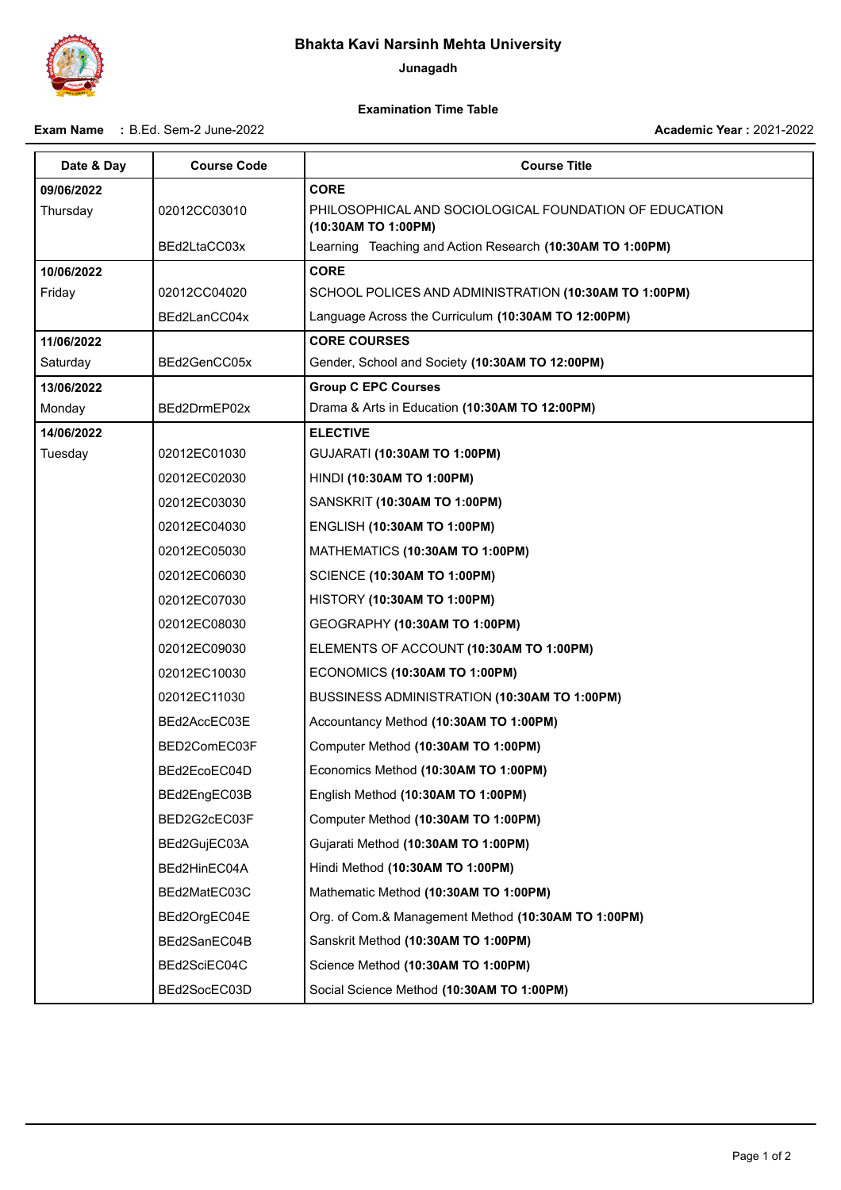# Bhakta Kavi Narsinh Mehta University

**Junagadh**

**Examination Time Table**

**Exam Name** : B.Ed. Sem-2 June-2022

**Academic Year :** 2021-2022

| Date & Day | Course Code | Course Title |
|---|---|---|
| **09/06/2022** | | **CORE** |
| Thursday | 02012CC03010 | PHILOSOPHICAL AND SOCIOLOGICAL FOUNDATION OF EDUCATION **(10:30AM TO 1:00PM)** |
| | BEd2LtaCC03x | Learning Teaching and Action Research **(10:30AM TO 1:00PM)** |
| **10/06/2022** | | **CORE** |
| Friday | 02012CC04020 | SCHOOL POLICES AND ADMINISTRATION **(10:30AM TO 1:00PM)** |
| | BEd2LanCC04x | Language Across the Curriculum **(10:30AM TO 12:00PM)** |
| **11/06/2022** | | **CORE COURSES** |
| Saturday | BEd2GenCC05x | Gender, School and Society **(10:30AM TO 12:00PM)** |
| **13/06/2022** | | **Group C EPC Courses** |
| Monday | BEd2DrmEP02x | Drama & Arts in Education **(10:30AM TO 12:00PM)** |
| **14/06/2022** | | **ELECTIVE** |
| Tuesday | 02012EC01030 | GUJARATI **(10:30AM TO 1:00PM)** |
| | 02012EC02030 | HINDI **(10:30AM TO 1:00PM)** |
| | 02012EC03030 | SANSKRIT **(10:30AM TO 1:00PM)** |
| | 02012EC04030 | ENGLISH **(10:30AM TO 1:00PM)** |
| | 02012EC05030 | MATHEMATICS **(10:30AM TO 1:00PM)** |
| | 02012EC06030 | SCIENCE **(10:30AM TO 1:00PM)** |
| | 02012EC07030 | HISTORY **(10:30AM TO 1:00PM)** |
| | 02012EC08030 | GEOGRAPHY **(10:30AM TO 1:00PM)** |
| | 02012EC09030 | ELEMENTS OF ACCOUNT **(10:30AM TO 1:00PM)** |
| | 02012EC10030 | ECONOMICS **(10:30AM TO 1:00PM)** |
| | 02012EC11030 | BUSSINESS ADMINISTRATION **(10:30AM TO 1:00PM)** |
| | BEd2AccEC03E | Accountancy Method **(10:30AM TO 1:00PM)** |
| | BED2ComEC03F | Computer Method **(10:30AM TO 1:00PM)** |
| | BEd2EcoEC04D | Economics Method **(10:30AM TO 1:00PM)** |
| | BEd2EngEC03B | English Method **(10:30AM TO 1:00PM)** |
| | BED2G2cEC03F | Computer Method **(10:30AM TO 1:00PM)** |
| | BEd2GujEC03A | Gujarati Method **(10:30AM TO 1:00PM)** |
| | BEd2HinEC04A | Hindi Method **(10:30AM TO 1:00PM)** |
| | BEd2MatEC03C | Mathematic Method **(10:30AM TO 1:00PM)** |
| | BEd2OrgEC04E | Org. of Com.& Management Method **(10:30AM TO 1:00PM)** |
| | BEd2SanEC04B | Sanskrit Method **(10:30AM TO 1:00PM)** |
| | BEd2SciEC04C | Science Method **(10:30AM TO 1:00PM)** |
| | BEd2SocEC03D | Social Science Method **(10:30AM TO 1:00PM)** |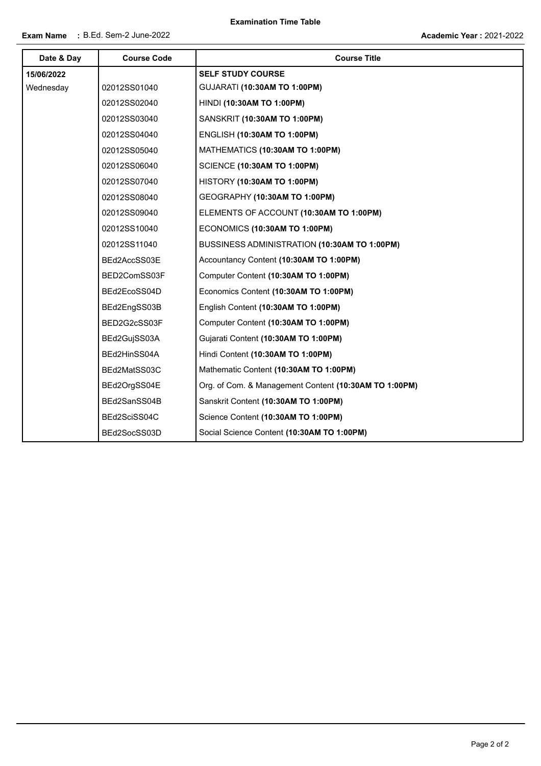**Examination Time Table**

**Exam Name** : B.Ed. Sem-2 June-2022

**Academic Year :** 2021-2022

| Date & Day | Course Code | Course Title |
|---|---|---|
| **15/06/2022** | | **SELF STUDY COURSE** |
| Wednesday | 02012SS01040 | GUJARATI **(10:30AM TO 1:00PM)** |
| | 02012SS02040 | HINDI **(10:30AM TO 1:00PM)** |
| | 02012SS03040 | SANSKRIT **(10:30AM TO 1:00PM)** |
| | 02012SS04040 | ENGLISH **(10:30AM TO 1:00PM)** |
| | 02012SS05040 | MATHEMATICS **(10:30AM TO 1:00PM)** |
| | 02012SS06040 | SCIENCE **(10:30AM TO 1:00PM)** |
| | 02012SS07040 | HISTORY **(10:30AM TO 1:00PM)** |
| | 02012SS08040 | GEOGRAPHY **(10:30AM TO 1:00PM)** |
| | 02012SS09040 | ELEMENTS OF ACCOUNT **(10:30AM TO 1:00PM)** |
| | 02012SS10040 | ECONOMICS **(10:30AM TO 1:00PM)** |
| | 02012SS11040 | BUSSINESS ADMINISTRATION **(10:30AM TO 1:00PM)** |
| | BEd2AccSS03E | Accountancy Content **(10:30AM TO 1:00PM)** |
| | BED2ComSS03F | Computer Content **(10:30AM TO 1:00PM)** |
| | BEd2EcoSS04D | Economics Content **(10:30AM TO 1:00PM)** |
| | BEd2EngSS03B | English Content **(10:30AM TO 1:00PM)** |
| | BED2G2cSS03F | Computer Content **(10:30AM TO 1:00PM)** |
| | BEd2GujSS03A | Gujarati Content **(10:30AM TO 1:00PM)** |
| | BEd2HinSS04A | Hindi Content **(10:30AM TO 1:00PM)** |
| | BEd2MatSS03C | Mathematic Content **(10:30AM TO 1:00PM)** |
| | BEd2OrgSS04E | Org. of Com. & Management Content **(10:30AM TO 1:00PM)** |
| | BEd2SanSS04B | Sanskrit Content **(10:30AM TO 1:00PM)** |
| | BEd2SciSS04C | Science Content **(10:30AM TO 1:00PM)** |
| | BEd2SocSS03D | Social Science Content **(10:30AM TO 1:00PM)** |